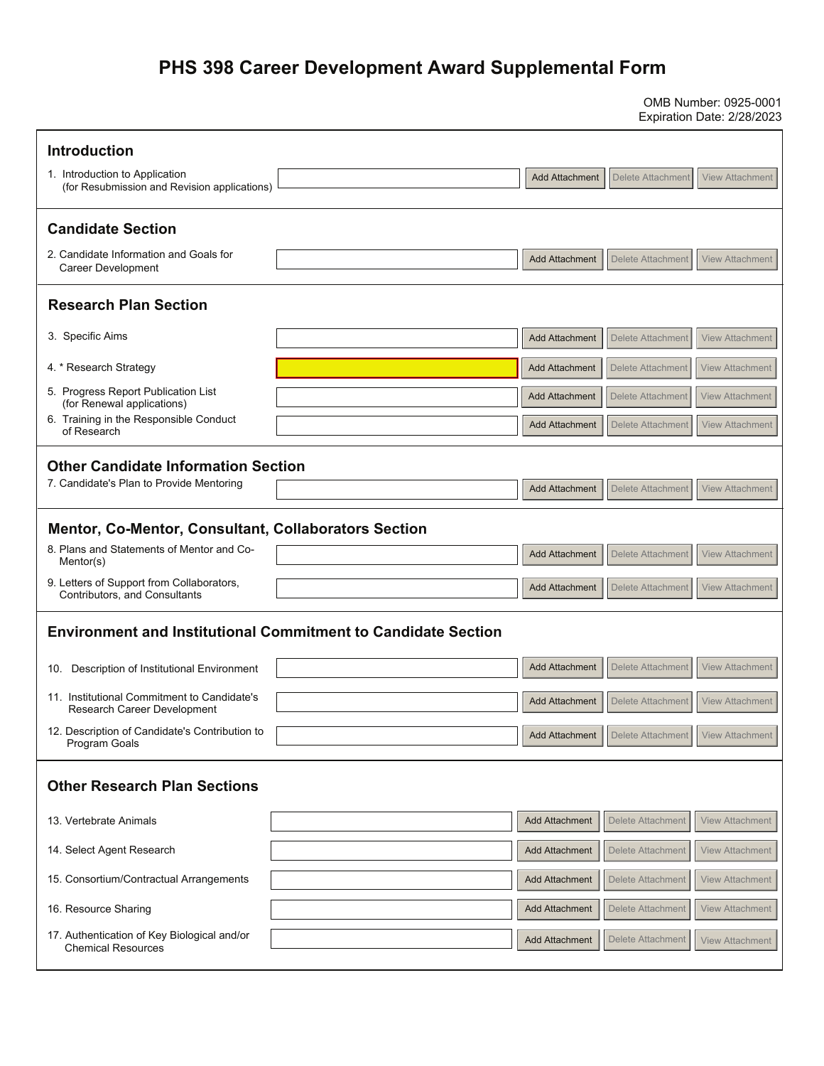# PHS 398 Career Development Award Supplemental Form

OMB Number: 0925-0001
Expiration Date: 2/28/2023

## Introduction

1. Introduction to Application (for Resubmission and Revision applications) — Add Attachment | Delete Attachment | View Attachment

## Candidate Section

2. Candidate Information and Goals for Career Development — Add Attachment | Delete Attachment | View Attachment

## Research Plan Section

3. Specific Aims — Add Attachment | Delete Attachment | View Attachment
4. * Research Strategy — Add Attachment | Delete Attachment | View Attachment
5. Progress Report Publication List (for Renewal applications) — Add Attachment | Delete Attachment | View Attachment
6. Training in the Responsible Conduct of Research — Add Attachment | Delete Attachment | View Attachment

## Other Candidate Information Section

7. Candidate's Plan to Provide Mentoring — Add Attachment | Delete Attachment | View Attachment

## Mentor, Co-Mentor, Consultant, Collaborators Section

8. Plans and Statements of Mentor and Co-Mentor(s) — Add Attachment | Delete Attachment | View Attachment
9. Letters of Support from Collaborators, Contributors, and Consultants — Add Attachment | Delete Attachment | View Attachment

## Environment and Institutional Commitment to Candidate Section

10. Description of Institutional Environment — Add Attachment | Delete Attachment | View Attachment
11. Institutional Commitment to Candidate's Research Career Development — Add Attachment | Delete Attachment | View Attachment
12. Description of Candidate's Contribution to Program Goals — Add Attachment | Delete Attachment | View Attachment

## Other Research Plan Sections

13. Vertebrate Animals — Add Attachment | Delete Attachment | View Attachment
14. Select Agent Research — Add Attachment | Delete Attachment | View Attachment
15. Consortium/Contractual Arrangements — Add Attachment | Delete Attachment | View Attachment
16. Resource Sharing — Add Attachment | Delete Attachment | View Attachment
17. Authentication of Key Biological and/or Chemical Resources — Add Attachment | Delete Attachment | View Attachment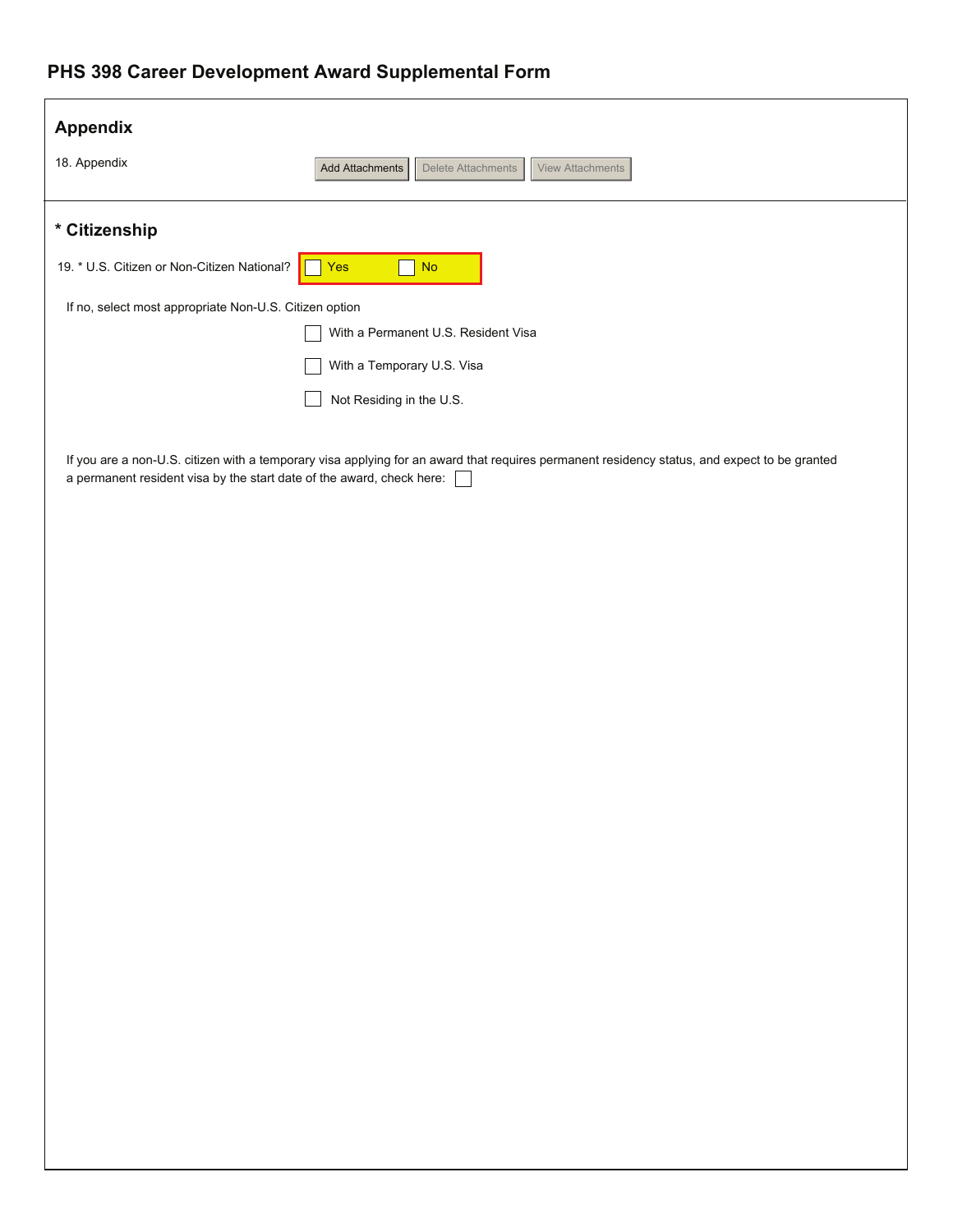# PHS 398 Career Development Award Supplemental Form

## Appendix

18. Appendix — Add Attachments | Delete Attachments | View Attachments

## * Citizenship

19. * U.S. Citizen or Non-Citizen National? ☐ Yes ☐ No

If no, select most appropriate Non-U.S. Citizen option

☐ With a Permanent U.S. Resident Visa

☐ With a Temporary U.S. Visa

☐ Not Residing in the U.S.

If you are a non-U.S. citizen with a temporary visa applying for an award that requires permanent residency status, and expect to be granted a permanent resident visa by the start date of the award, check here: ☐